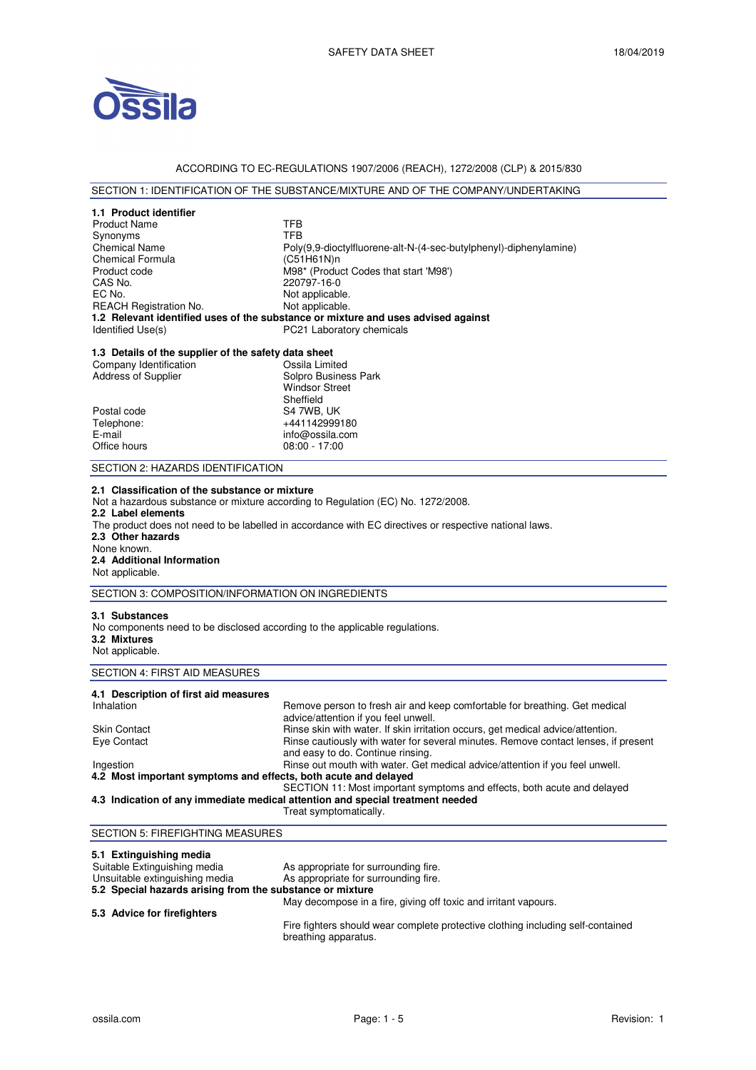SAFETY DATA SHEET 18/04/2019

ACCORDING TO EC-REGULATIONS 1907/2006 (REACH), 1272/2008 (CLP) & 2015/830

## SECTION 1: IDENTIFICATION OF THE SUBSTANCE/MIXTURE AND OF THE COMPANY/UNDERTAKING

### 1.1 Product identifier

| | |
|---|---|
| Product Name | TFB |
| Synonyms | TFB |
| Chemical Name | Poly(9,9-dioctylfluorene-alt-N-(4-sec-butylphenyl)-diphenylamine) |
| Chemical Formula | $(C_{51}H_{61}N)_n$ |
| Product code | M98* (Product Codes that start 'M98') |
| CAS No. | 220797-16-0 |
| EC No. | Not applicable. |
| REACH Registration No. | Not applicable. |

### 1.2 Relevant identified uses of the substance or mixture and uses advised against

| | |
|---|---|
| Identified Use(s) | PC21 Laboratory chemicals |

### 1.3 Details of the supplier of the safety data sheet

| | |
|---|---|
| Company Identification | Ossila Limited |
| Address of Supplier | Solpro Business Park<br>Windsor Street<br>Sheffield |
| Postal code | S4 7WB, UK |
| Telephone: | +441142999180 |
| E-mail | info@ossila.com |
| Office hours | 08:00 - 17:00 |

## SECTION 2: HAZARDS IDENTIFICATION

### 2.1 Classification of the substance or mixture
Not a hazardous substance or mixture according to Regulation (EC) No. 1272/2008.

### 2.2 Label elements
The product does not need to be labelled in accordance with EC directives or respective national laws.

### 2.3 Other hazards
None known.

### 2.4 Additional Information
Not applicable.

## SECTION 3: COMPOSITION/INFORMATION ON INGREDIENTS

### 3.1 Substances
No components need to be disclosed according to the applicable regulations.

### 3.2 Mixtures
Not applicable.

## SECTION 4: FIRST AID MEASURES

### 4.1 Description of first aid measures

| | |
|---|---|
| Inhalation | Remove person to fresh air and keep comfortable for breathing. Get medical advice/attention if you feel unwell. |
| Skin Contact | Rinse skin with water. If skin irritation occurs, get medical advice/attention. |
| Eye Contact | Rinse cautiously with water for several minutes. Remove contact lenses, if present and easy to do. Continue rinsing. |
| Ingestion | Rinse out mouth with water. Get medical advice/attention if you feel unwell. |

### 4.2 Most important symptoms and effects, both acute and delayed
SECTION 11: Most important symptoms and effects, both acute and delayed

### 4.3 Indication of any immediate medical attention and special treatment needed
Treat symptomatically.

## SECTION 5: FIREFIGHTING MEASURES

### 5.1 Extinguishing media

| | |
|---|---|
| Suitable Extinguishing media | As appropriate for surrounding fire. |
| Unsuitable extinguishing media | As appropriate for surrounding fire. |

### 5.2 Special hazards arising from the substance or mixture
May decompose in a fire, giving off toxic and irritant vapours.

### 5.3 Advice for firefighters
Fire fighters should wear complete protective clothing including self-contained breathing apparatus.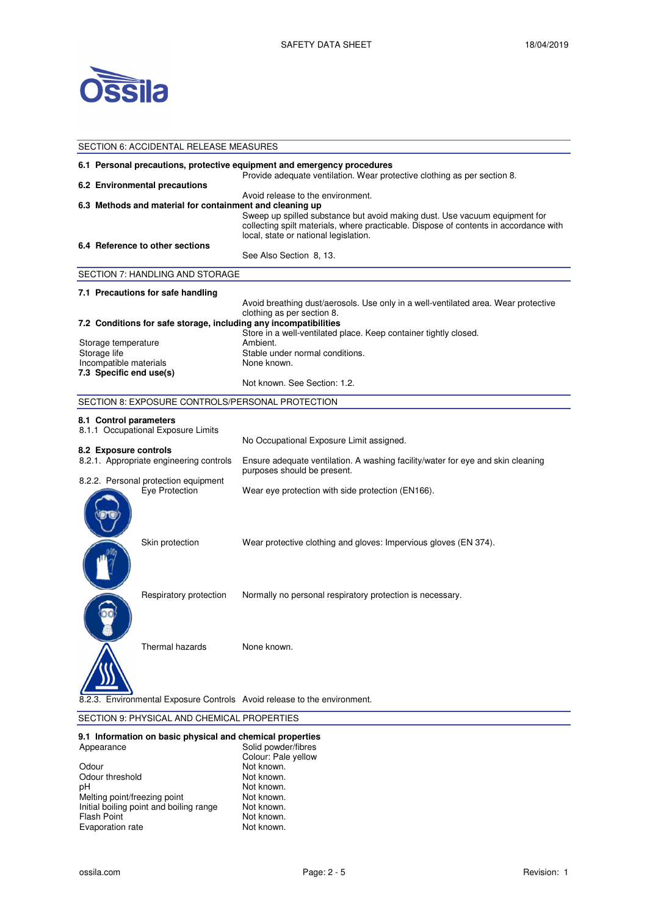## SECTION 6: ACCIDENTAL RELEASE MEASURES

**6.1 Personal precautions, protective equipment and emergency procedures**

Provide adequate ventilation. Wear protective clothing as per section 8.

**6.2 Environmental precautions**

Avoid release to the environment.

**6.3 Methods and material for containment and cleaning up**

Sweep up spilled substance but avoid making dust. Use vacuum equipment for collecting spilt materials, where practicable. Dispose of contents in accordance with local, state or national legislation.

**6.4 Reference to other sections**

See Also Section 8, 13.

## SECTION 7: HANDLING AND STORAGE

**7.1 Precautions for safe handling**

Avoid breathing dust/aerosols. Use only in a well-ventilated area. Wear protective clothing as per section 8.

**7.2 Conditions for safe storage, including any incompatibilities**

Store in a well-ventilated place. Keep container tightly closed.

| | |
|---|---|
| Storage temperature | Ambient. |
| Storage life | Stable under normal conditions. |
| Incompatible materials | None known. |

**7.3 Specific end use(s)**

Not known. See Section: 1.2.

## SECTION 8: EXPOSURE CONTROLS/PERSONAL PROTECTION

**8.1 Control parameters**

8.1.1 Occupational Exposure Limits

No Occupational Exposure Limit assigned.

**8.2 Exposure controls**

8.2.1. Appropriate engineering controls: Ensure adequate ventilation. A washing facility/water for eye and skin cleaning purposes should be present.

8.2.2. Personal protection equipment

| | |
|---|---|
| Eye Protection | Wear eye protection with side protection (EN166). |
| Skin protection | Wear protective clothing and gloves: Impervious gloves (EN 374). |
| Respiratory protection | Normally no personal respiratory protection is necessary. |
| Thermal hazards | None known. |

8.2.3. Environmental Exposure Controls: Avoid release to the environment.

## SECTION 9: PHYSICAL AND CHEMICAL PROPERTIES

**9.1 Information on basic physical and chemical properties**

| | |
|---|---|
| Appearance | Solid powder/fibres<br>Colour: Pale yellow |
| Odour | Not known. |
| Odour threshold | Not known. |
| pH | Not known. |
| Melting point/freezing point | Not known. |
| Initial boiling point and boiling range | Not known. |
| Flash Point | Not known. |
| Evaporation rate | Not known. |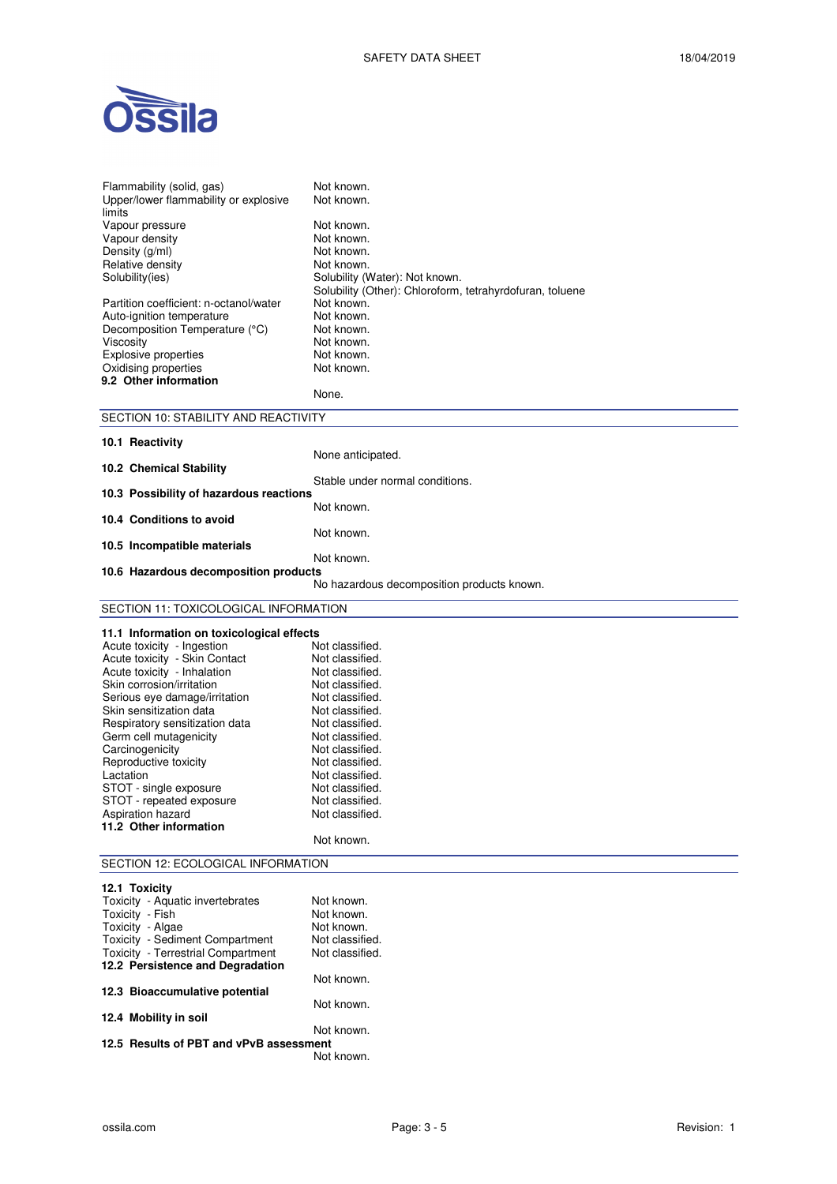| | |
|---|---|
| Flammability (solid, gas) | Not known. |
| Upper/lower flammability or explosive limits | Not known. |
| Vapour pressure | Not known. |
| Vapour density | Not known. |
| Density (g/ml) | Not known. |
| Relative density | Not known. |
| Solubility(ies) | Solubility (Water): Not known.<br>Solubility (Other): Chloroform, tetrahyrdofuran, toluene |
| Partition coefficient: n-octanol/water | Not known. |
| Auto-ignition temperature | Not known. |
| Decomposition Temperature (°C) | Not known. |
| Viscosity | Not known. |
| Explosive properties | Not known. |
| Oxidising properties | Not known. |

**9.2 Other information**

None.

## SECTION 10: STABILITY AND REACTIVITY

**10.1 Reactivity**

None anticipated.

**10.2 Chemical Stability**

Stable under normal conditions.

**10.3 Possibility of hazardous reactions**

Not known.

**10.4 Conditions to avoid**

Not known.

**10.5 Incompatible materials**

Not known.

**10.6 Hazardous decomposition products**

No hazardous decomposition products known.

## SECTION 11: TOXICOLOGICAL INFORMATION

**11.1 Information on toxicological effects**

| | |
|---|---|
| Acute toxicity - Ingestion | Not classified. |
| Acute toxicity - Skin Contact | Not classified. |
| Acute toxicity - Inhalation | Not classified. |
| Skin corrosion/irritation | Not classified. |
| Serious eye damage/irritation | Not classified. |
| Skin sensitization data | Not classified. |
| Respiratory sensitization data | Not classified. |
| Germ cell mutagenicity | Not classified. |
| Carcinogenicity | Not classified. |
| Reproductive toxicity | Not classified. |
| Lactation | Not classified. |
| STOT - single exposure | Not classified. |
| STOT - repeated exposure | Not classified. |
| Aspiration hazard | Not classified. |

**11.2 Other information**

Not known.

## SECTION 12: ECOLOGICAL INFORMATION

**12.1 Toxicity**

| | |
|---|---|
| Toxicity - Aquatic invertebrates | Not known. |
| Toxicity - Fish | Not known. |
| Toxicity - Algae | Not known. |
| Toxicity - Sediment Compartment | Not classified. |
| Toxicity - Terrestrial Compartment | Not classified. |

**12.2 Persistence and Degradation**

Not known.

**12.3 Bioaccumulative potential**

Not known.

**12.4 Mobility in soil**

Not known.

**12.5 Results of PBT and vPvB assessment**

Not known.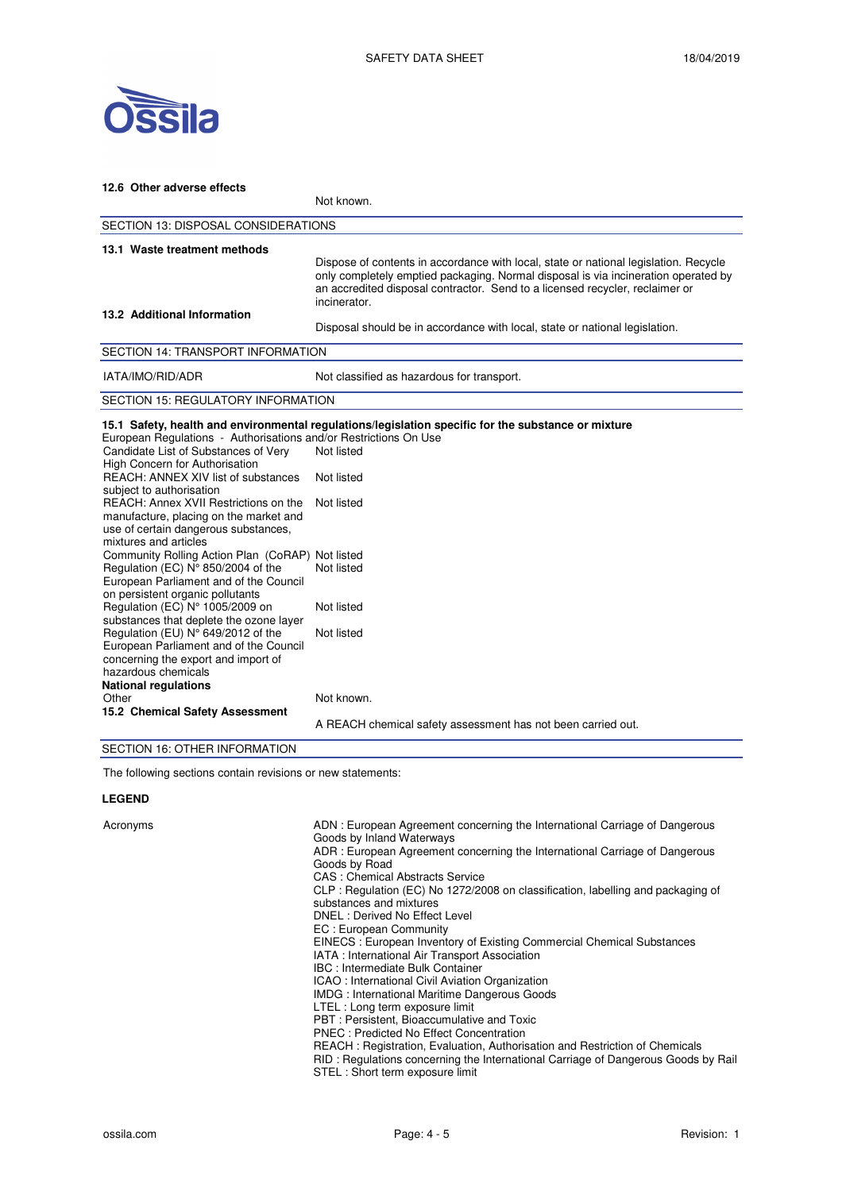### 12.6 Other adverse effects

Not known.

## SECTION 13: DISPOSAL CONSIDERATIONS

### 13.1 Waste treatment methods

Dispose of contents in accordance with local, state or national legislation. Recycle only completely emptied packaging. Normal disposal is via incineration operated by an accredited disposal contractor. Send to a licensed recycler, reclaimer or incinerator.

### 13.2 Additional Information

Disposal should be in accordance with local, state or national legislation.

## SECTION 14: TRANSPORT INFORMATION

| | |
|---|---|
| IATA/IMO/RID/ADR | Not classified as hazardous for transport. |

## SECTION 15: REGULATORY INFORMATION

### 15.1 Safety, health and environmental regulations/legislation specific for the substance or mixture

European Regulations - Authorisations and/or Restrictions On Use

| | |
|---|---|
| Candidate List of Substances of Very High Concern for Authorisation | Not listed |
| REACH: ANNEX XIV list of substances subject to authorisation | Not listed |
| REACH: Annex XVII Restrictions on the manufacture, placing on the market and use of certain dangerous substances, mixtures and articles | Not listed |
| Community Rolling Action Plan (CoRAP) | Not listed |
| Regulation (EC) N° 850/2004 of the European Parliament and of the Council on persistent organic pollutants | Not listed |
| Regulation (EC) N° 1005/2009 on substances that deplete the ozone layer | Not listed |
| Regulation (EU) N° 649/2012 of the European Parliament and of the Council concerning the export and import of hazardous chemicals | Not listed |

**National regulations**

| | |
|---|---|
| Other | Not known. |

### 15.2 Chemical Safety Assessment

A REACH chemical safety assessment has not been carried out.

## SECTION 16: OTHER INFORMATION

The following sections contain revisions or new statements:

**LEGEND**

Acronyms

- ADN : European Agreement concerning the International Carriage of Dangerous Goods by Inland Waterways
- ADR : European Agreement concerning the International Carriage of Dangerous Goods by Road
- CAS : Chemical Abstracts Service
- CLP : Regulation (EC) No 1272/2008 on classification, labelling and packaging of substances and mixtures
- DNEL : Derived No Effect Level
- EC : European Community
- EINECS : European Inventory of Existing Commercial Chemical Substances
- IATA : International Air Transport Association
- IBC : Intermediate Bulk Container
- ICAO : International Civil Aviation Organization
- IMDG : International Maritime Dangerous Goods
- LTEL : Long term exposure limit
- PBT : Persistent, Bioaccumulative and Toxic
- PNEC : Predicted No Effect Concentration
- REACH : Registration, Evaluation, Authorisation and Restriction of Chemicals
- RID : Regulations concerning the International Carriage of Dangerous Goods by Rail
- STEL : Short term exposure limit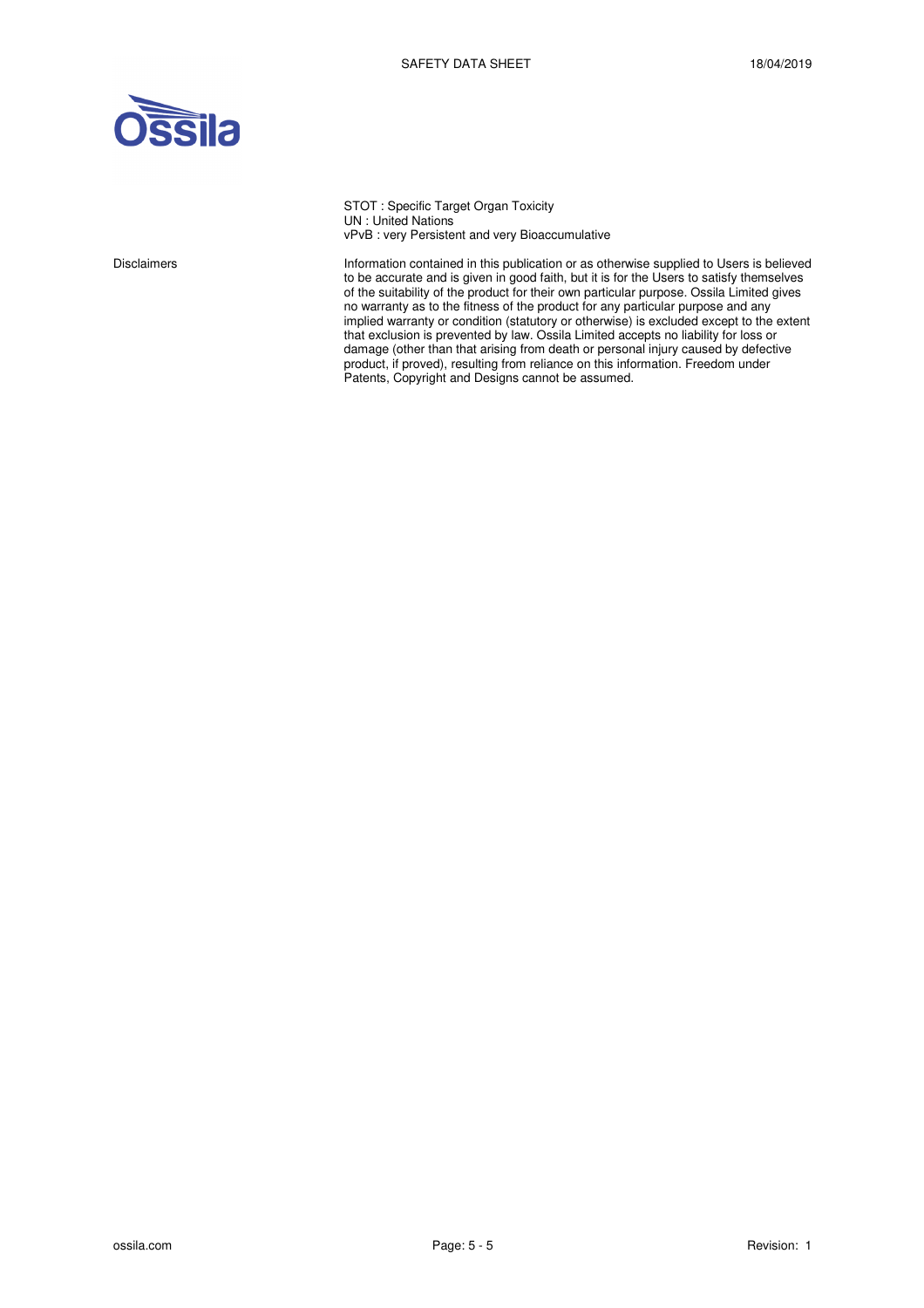STOT : Specific Target Organ Toxicity
UN : United Nations
vPvB : very Persistent and very Bioaccumulative

Disclaimers

Information contained in this publication or as otherwise supplied to Users is believed to be accurate and is given in good faith, but it is for the Users to satisfy themselves of the suitability of the product for their own particular purpose. Ossila Limited gives no warranty as to the fitness of the product for any particular purpose and any implied warranty or condition (statutory or otherwise) is excluded except to the extent that exclusion is prevented by law. Ossila Limited accepts no liability for loss or damage (other than that arising from death or personal injury caused by defective product, if proved), resulting from reliance on this information. Freedom under Patents, Copyright and Designs cannot be assumed.